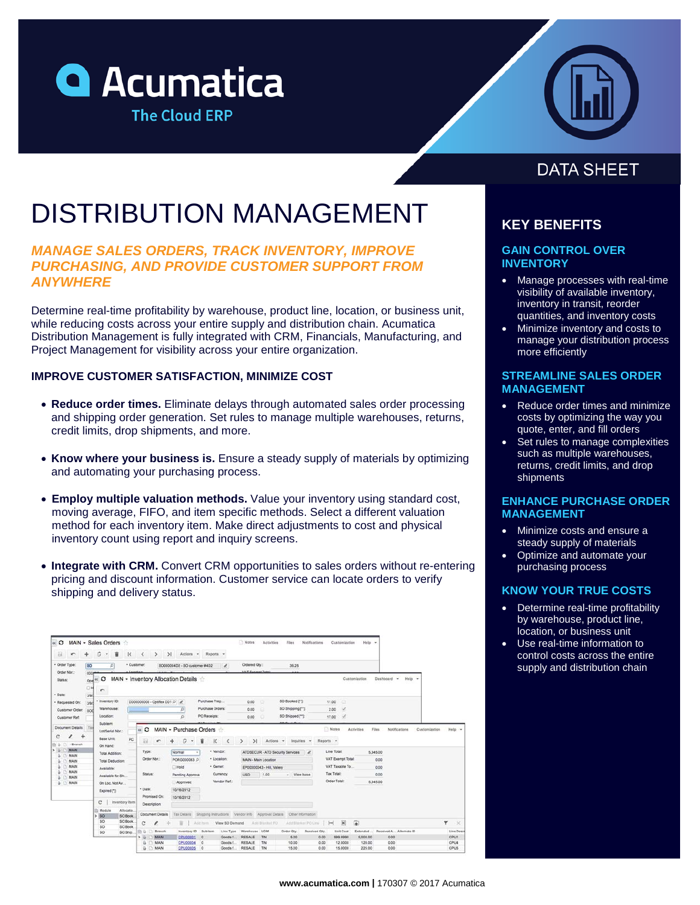Acumatica

The Cloud ERP

DATA SHEET

# DISTRIBUTION MANAGEMENT

## *MANAGE SALES ORDERS, TRACK INVENTORY, IMPROVE PURCHASING, AND PROVIDE CUSTOMER SUPPORT FROM ANYWHERE*

Determine real-time profitability by warehouse, product line, location, or business unit, while reducing costs across your entire supply and distribution chain. Acumatica Distribution Management is fully integrated with CRM, Financials, Manufacturing, and Project Management for visibility across your entire organization.

### IMPROVE CUSTOMER SATISFACTION, MINIMIZE COST

- **Reduce order times.** Eliminate delays through automated sales order processing and shipping order generation. Set rules to manage multiple warehouses, returns, credit limits, drop shipments, and more.
- **Know where your business is.** Ensure a steady supply of materials by optimizing and automating your purchasing process.
- **Employ multiple valuation methods.** Value your inventory using standard cost, moving average, FIFO, and item specific methods. Select a different valuation method for each inventory item. Make direct adjustments to cost and physical inventory count using report and inquiry screens.
- **Integrate with CRM.** Convert CRM opportunities to sales orders without re-entering pricing and discount information. Customer service can locate orders to verify shipping and delivery status.

## KEY BENEFITS

### GAIN CONTROL OVER INVENTORY

- Manage processes with real-time visibility of available inventory, inventory in transit, reorder quantities, and inventory costs
- Minimize inventory and costs to manage your distribution process more efficiently

### STREAMLINE SALES ORDER MANAGEMENT

- Reduce order times and minimize costs by optimizing the way you quote, enter, and fill orders
- Set rules to manage complexities such as multiple warehouses, returns, credit limits, and drop shipments

### ENHANCE PURCHASE ORDER MANAGEMENT

- Minimize costs and ensure a steady supply of materials
- Optimize and automate your purchasing process

### KNOW YOUR TRUE COSTS

- Determine real-time profitability by warehouse, product line, location, or business unit
- Use real-time information to control costs across the entire supply and distribution chain

**www.acumatica.com |** 170307 © 2017 Acumatica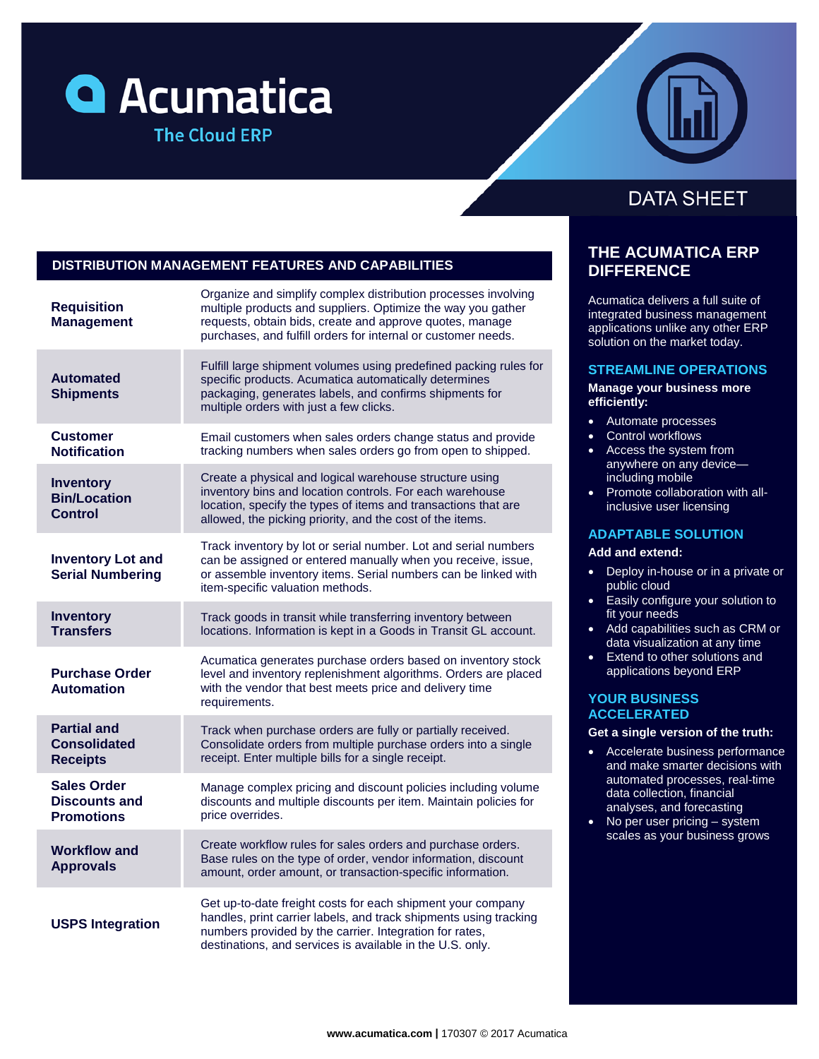# Acumatica

The Cloud ERP

DATA SHEET

## DISTRIBUTION MANAGEMENT FEATURES AND CAPABILITIES

| | |
|---|---|
| **Requisition Management** | Organize and simplify complex distribution processes involving multiple products and suppliers. Optimize the way you gather requests, obtain bids, create and approve quotes, manage purchases, and fulfill orders for internal or customer needs. |
| **Automated Shipments** | Fulfill large shipment volumes using predefined packing rules for specific products. Acumatica automatically determines packaging, generates labels, and confirms shipments for multiple orders with just a few clicks. |
| **Customer Notification** | Email customers when sales orders change status and provide tracking numbers when sales orders go from open to shipped. |
| **Inventory Bin/Location Control** | Create a physical and logical warehouse structure using inventory bins and location controls. For each warehouse location, specify the types of items and transactions that are allowed, the picking priority, and the cost of the items. |
| **Inventory Lot and Serial Numbering** | Track inventory by lot or serial number. Lot and serial numbers can be assigned or entered manually when you receive, issue, or assemble inventory items. Serial numbers can be linked with item-specific valuation methods. |
| **Inventory Transfers** | Track goods in transit while transferring inventory between locations. Information is kept in a Goods in Transit GL account. |
| **Purchase Order Automation** | Acumatica generates purchase orders based on inventory stock level and inventory replenishment algorithms. Orders are placed with the vendor that best meets price and delivery time requirements. |
| **Partial and Consolidated Receipts** | Track when purchase orders are fully or partially received. Consolidate orders from multiple purchase orders into a single receipt. Enter multiple bills for a single receipt. |
| **Sales Order Discounts and Promotions** | Manage complex pricing and discount policies including volume discounts and multiple discounts per item. Maintain policies for price overrides. |
| **Workflow and Approvals** | Create workflow rules for sales orders and purchase orders. Base rules on the type of order, vendor information, discount amount, order amount, or transaction-specific information. |
| **USPS Integration** | Get up-to-date freight costs for each shipment your company handles, print carrier labels, and track shipments using tracking numbers provided by the carrier. Integration for rates, destinations, and services is available in the U.S. only. |

## THE ACUMATICA ERP DIFFERENCE

Acumatica delivers a full suite of integrated business management applications unlike any other ERP solution on the market today.

### STREAMLINE OPERATIONS

**Manage your business more efficiently:**

- Automate processes
- Control workflows
- Access the system from anywhere on any device—including mobile
- Promote collaboration with all-inclusive user licensing

### ADAPTABLE SOLUTION

**Add and extend:**

- Deploy in-house or in a private or public cloud
- Easily configure your solution to fit your needs
- Add capabilities such as CRM or data visualization at any time
- Extend to other solutions and applications beyond ERP

### YOUR BUSINESS ACCELERATED

**Get a single version of the truth:**

- Accelerate business performance and make smarter decisions with automated processes, real-time data collection, financial analyses, and forecasting
- No per user pricing – system scales as your business grows

**www.acumatica.com |** 170307 © 2017 Acumatica